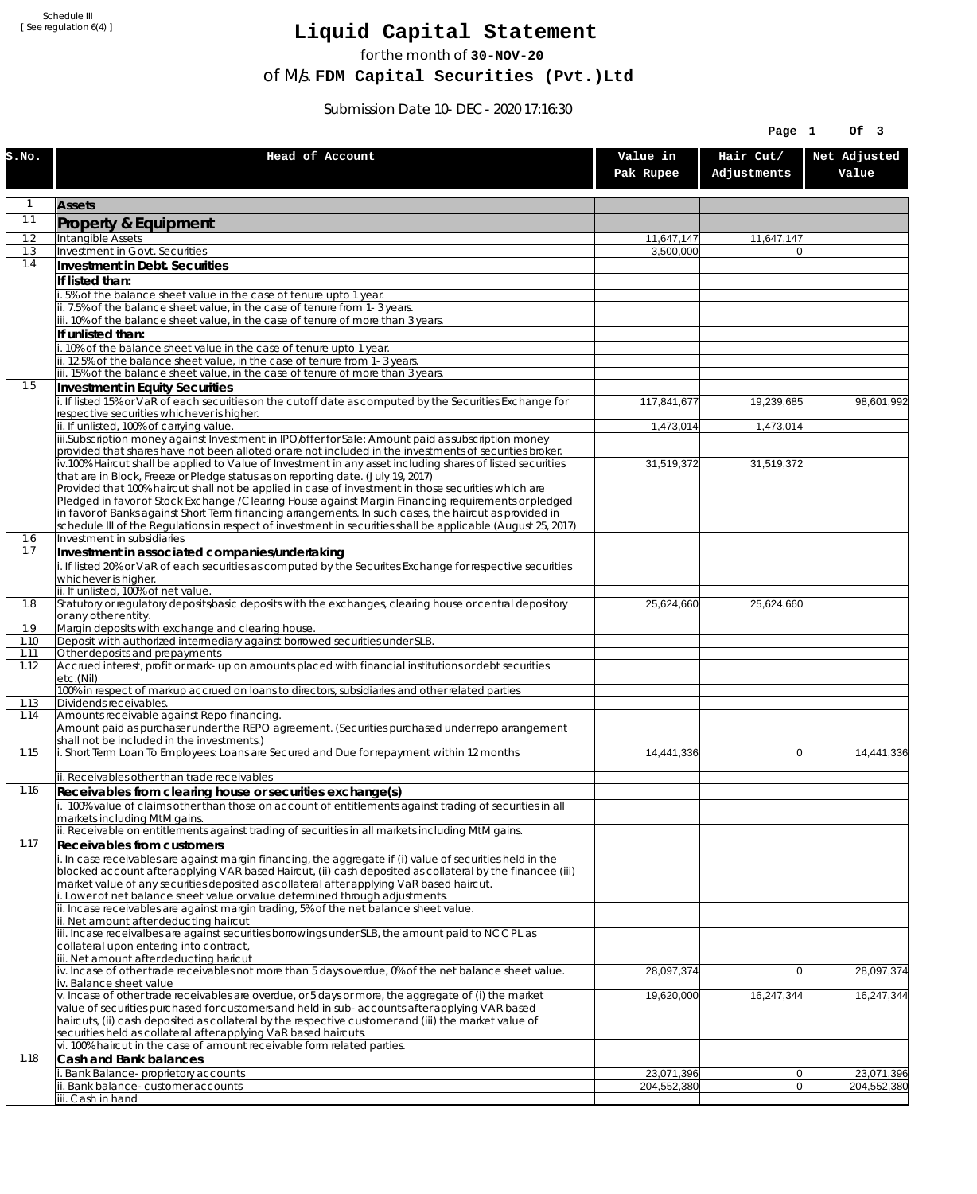Schedule III
[ See regulation 6(4) ]

# Liquid Capital Statement

for the month of **30-NOV-20**

of M/s. **FDM Capital Securities (Pvt.)Ltd**

Submission Date 10-DEC-2020 17:16:30

| S.No. | Head of Account | Value in Pak Rupee | Hair Cut/ Adjustments | Net Adjusted Value |
|---|---|---|---|---|
| 1 | **Assets** | | | |
| 1.1 | **Property & Equipment** | | | |
| 1.2 | Intangible Assets | 11,647,147 | 11,647,147 | |
| 1.3 | Investment in Govt. Securities | 3,500,000 | 0 | |
| 1.4 | **Investment in Debt. Securities** | | | |
| | **If listed than:** | | | |
| | i. 5% of the balance sheet value in the case of tenure upto 1 year. | | | |
| | ii. 7.5% of the balance sheet value, in the case of tenure from 1-3 years. | | | |
| | iii. 10% of the balance sheet value, in the case of tenure of more than 3 years. | | | |
| | **If unlisted than:** | | | |
| | i. 10% of the balance sheet value in the case of tenure upto 1 year. | | | |
| | ii. 12.5% of the balance sheet value, in the case of tenure from 1-3 years. | | | |
| | iii. 15% of the balance sheet value, in the case of tenure of more than 3 years. | | | |
| 1.5 | **Investment in Equity Securities** | | | |
| | i. If listed 15% or VaR of each securities on the cutoff date as computed by the Securities Exchange for respective securities whichever is higher. | 117,841,677 | 19,239,685 | 98,601,992 |
| | ii. If unlisted, 100% of carrying value. | 1,473,014 | 1,473,014 | |
| | iii.Subscription money against Investment in IPO/offer for Sale: Amount paid as subscription money provided that shares have not been alloted or are not included in the investments of securities broker. | | | |
| | iv.100% Haircut shall be applied to Value of Investment in any asset including shares of listed securities that are in Block, Freeze or Pledge status as on reporting date. (July 19, 2017) Provided that 100% haircut shall not be applied in case of investment in those securities which are Pledged in favor of Stock Exchange / Clearing House against Margin Financing requirements or pledged in favor of Banks against Short Term financing arrangements. In such cases, the haircut as provided in schedule III of the Regulations in respect of investment in securities shall be applicable (August 25, 2017) | 31,519,372 | 31,519,372 | |
| 1.6 | Investment in subsidiaries | | | |
| 1.7 | **Investment in associated companies/undertaking** | | | |
| | i. If listed 20% or VaR of each securities as computed by the Securites Exchange for respective securities whichever is higher. | | | |
| | ii. If unlisted, 100% of net value. | | | |
| 1.8 | Statutory or regulatory deposits/basic deposits with the exchanges, clearing house or central depository or any other entity. | 25,624,660 | 25,624,660 | |
| 1.9 | Margin deposits with exchange and clearing house. | | | |
| 1.10 | Deposit with authorized intermediary against borrowed securities under SLB. | | | |
| 1.11 | Other deposits and prepayments | | | |
| 1.12 | Accrued interest, profit or mark-up on amounts placed with financial institutions or debt securities etc.(Nil) 100% in respect of markup accrued on loans to directors, subsidiaries and other related parties | | | |
| 1.13 | Dividends receivables. | | | |
| 1.14 | Amounts receivable against Repo financing. Amount paid as purchaser under the REPO agreement. (Securities purchased under repo arrangement shall not be included in the investments.) | | | |
| 1.15 | i. Short Term Loan To Employees: Loans are Secured and Due for repayment within 12 months | 14,441,336 | 0 | 14,441,336 |
| | ii. Receivables other than trade receivables | | | |
| 1.16 | **Receivables from clearing house or securities exchange(s)** | | | |
| | i. 100% value of claims other than those on account of entitlements against trading of securities in all markets including MtM gains. | | | |
| | ii. Receivable on entitlements against trading of securities in all markets including MtM gains. | | | |
| 1.17 | **Receivables from customers** | | | |
| | i. In case receivables are against margin financing, the aggregate if (i) value of securities held in the blocked account after applying VAR based Haircut, (ii) cash deposited as collateral by the financee (iii) market value of any securities deposited as collateral after applying VaR based haircut. i. Lower of net balance sheet value or value determined through adjustments. | | | |
| | ii. Incase receivables are against margin trading, 5% of the net balance sheet value. ii. Net amount after deducting haircut | | | |
| | iii. Incase receivalbes are against securities borrowings under SLB, the amount paid to NCCPL as collateral upon entering into contract, iii. Net amount after deducting haricut | | | |
| | iv. Incase of other trade receivables not more than 5 days overdue, 0% of the net balance sheet value. iv. Balance sheet value | 28,097,374 | 0 | 28,097,374 |
| | v. Incase of other trade receivables are overdue, or 5 days or more, the aggregate of (i) the market value of securities purchased for customers and held in sub-accounts after applying VAR based haircuts, (ii) cash deposited as collateral by the respective customer and (iii) the market value of securities held as collateral after applying VaR based haircuts. | 19,620,000 | 16,247,344 | 16,247,344 |
| | vi. 100% haircut in the case of amount receivable form related parties. | | | |
| 1.18 | **Cash and Bank balances** | | | |
| | i. Bank Balance-proprietory accounts | 23,071,396 | 0 | 23,071,396 |
| | ii. Bank balance-customer accounts | 204,552,380 | 0 | 204,552,380 |
| | iii. Cash in hand | | | |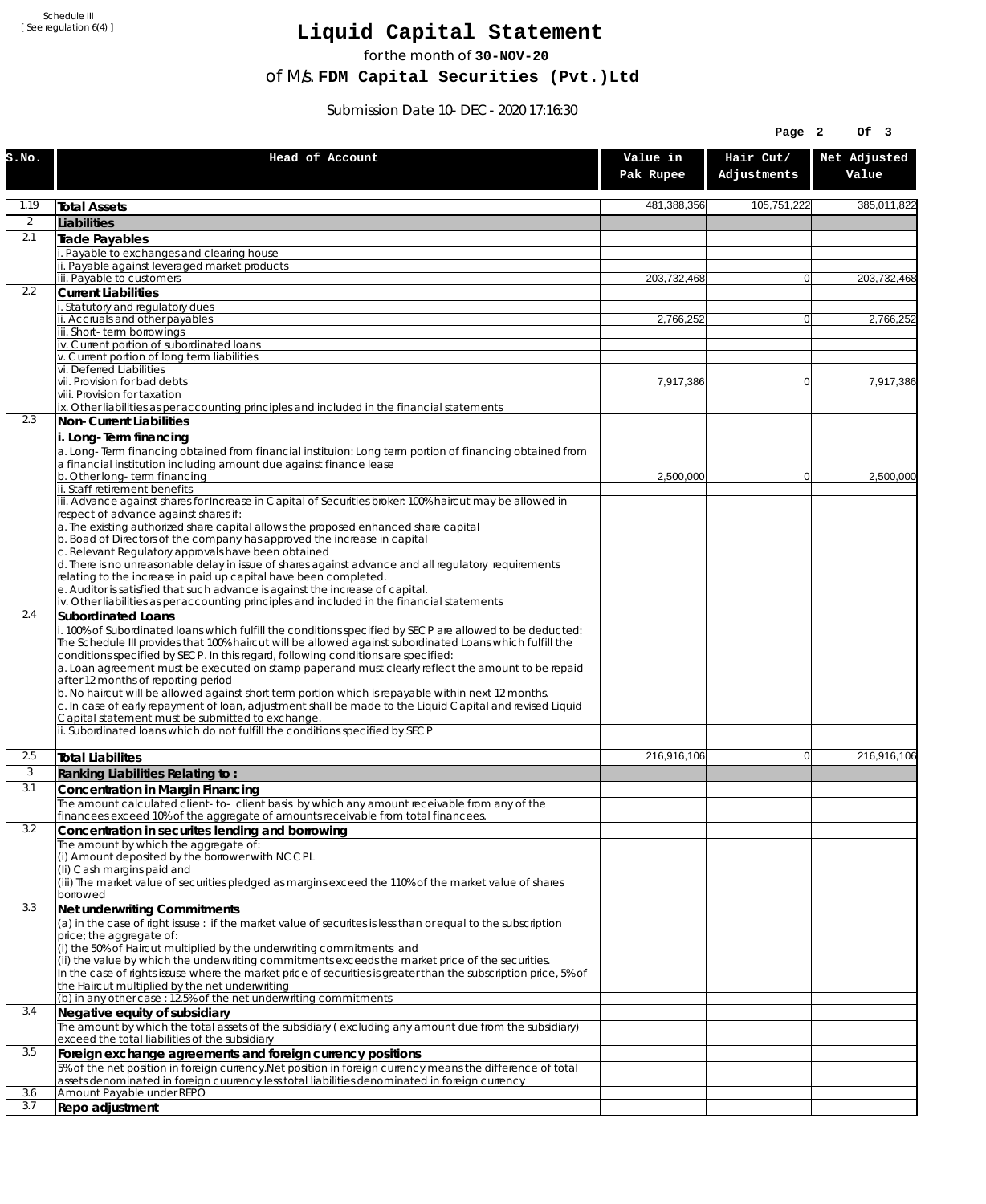Schedule III
[ See regulation 6(4) ]

# Liquid Capital Statement

for the month of **30-NOV-20**

of M/s. **FDM Capital Securities (Pvt.)Ltd**

Submission Date 10-DEC-2020 17:16:30

| S.No. | Head of Account | Value in Pak Rupee | Hair Cut/ Adjustments | Net Adjusted Value |
|---|---|---|---|---|
| 1.19 | **Total Assets** | 481,388,356 | 105,751,222 | 385,011,822 |
| 2 | **Liabilities** | | | |
| 2.1 | **Trade Payables** | | | |
| | i. Payable to exchanges and clearing house | | | |
| | ii. Payable against leveraged market products | | | |
| | iii. Payable to customers | 203,732,468 | 0 | 203,732,468 |
| 2.2 | **Current Liabilities** | | | |
| | i. Statutory and regulatory dues | | | |
| | ii. Accruals and other payables | 2,766,252 | 0 | 2,766,252 |
| | iii. Short-term borrowings | | | |
| | iv. Current portion of subordinated loans | | | |
| | v. Current portion of long term liabilities | | | |
| | vi. Deferred Liabilities | | | |
| | vii. Provision for bad debts | 7,917,386 | 0 | 7,917,386 |
| | viii. Provision for taxation | | | |
| | ix. Other liabilities as per accounting principles and included in the financial statements | | | |
| 2.3 | **Non-Current Liabilities** | | | |
| | **i. Long-Term financing** | | | |
| | a. Long-Term financing obtained from financial instituion: Long term portion of financing obtained from a financial institution including amount due against finance lease | | | |
| | b. Other long-term financing | 2,500,000 | 0 | 2,500,000 |
| | ii. Staff retirement benefits | | | |
| | iii. Advance against shares for Increase in Capital of Securities broker: 100% haircut may be allowed in respect of advance against shares if:<br>a. The existing authorized share capital allows the proposed enhanced share capital<br>b. Boad of Directors of the company has approved the increase in capital<br>c. Relevant Regulatory approvals have been obtained<br>d. There is no unreasonable delay in issue of shares against advance and all regulatory requirements relating to the increase in paid up capital have been completed.<br>e. Auditor is satisfied that such advance is against the increase of capital. | | | |
| | iv. Other liabilities as per accounting principles and included in the financial statements | | | |
| 2.4 | **Subordinated Loans** | | | |
| | i. 100% of Subordinated loans which fulfill the conditions specified by SECP are allowed to be deducted:<br>The Schedule III provides that 100% haircut will be allowed against subordinated Loans which fulfill the conditions specified by SECP. In this regard, following conditions are specified:<br>a. Loan agreement must be executed on stamp paper and must clearly reflect the amount to be repaid after 12 months of reporting period<br>b. No haircut will be allowed against short term portion which is repayable within next 12 months.<br>c. In case of early repayment of loan, adjustment shall be made to the Liquid Capital and revised Liquid Capital statement must be submitted to exchange. | | | |
| | ii. Subordinated loans which do not fulfill the conditions specified by SECP | | | |
| 2.5 | **Total Liabilites** | 216,916,106 | 0 | 216,916,106 |
| 3 | **Ranking Liabilities Relating to :** | | | |
| 3.1 | **Concentration in Margin Financing** | | | |
| | The amount calculated client-to- client basis by which any amount receivable from any of the financees exceed 10% of the aggregate of amounts receivable from total financees. | | | |
| 3.2 | **Concentration in securites lending and borrowing** | | | |
| | The amount by which the aggregate of:<br>(i) Amount deposited by the borrower with NCCPL<br>(Ii) Cash margins paid and<br>(iii) The market value of securities pledged as margins exceed the 110% of the market value of shares borrowed | | | |
| 3.3 | **Net underwriting Commitments** | | | |
| | (a) in the case of right issuse : if the market value of securites is less than or equal to the subscription price; the aggregate of:<br>(i) the 50% of Haircut multiplied by the underwriting commitments and<br>(ii) the value by which the underwriting commitments exceeds the market price of the securities.<br>In the case of rights issuse where the market price of securities is greater than the subscription price, 5% of the Haircut multiplied by the net underwriting | | | |
| | (b) in any other case : 12.5% of the net underwriting commitments | | | |
| 3.4 | **Negative equity of subsidiary** | | | |
| | The amount by which the total assets of the subsidiary ( excluding any amount due from the subsidiary) exceed the total liabilities of the subsidiary | | | |
| 3.5 | **Foreign exchange agreements and foreign currency positions** | | | |
| | 5% of the net position in foreign currency.Net position in foreign currency means the difference of total assets denominated in foreign cuurency less total liabilities denominated in foreign currency | | | |
| 3.6 | Amount Payable under REPO | | | |
| 3.7 | **Repo adjustment** | | | |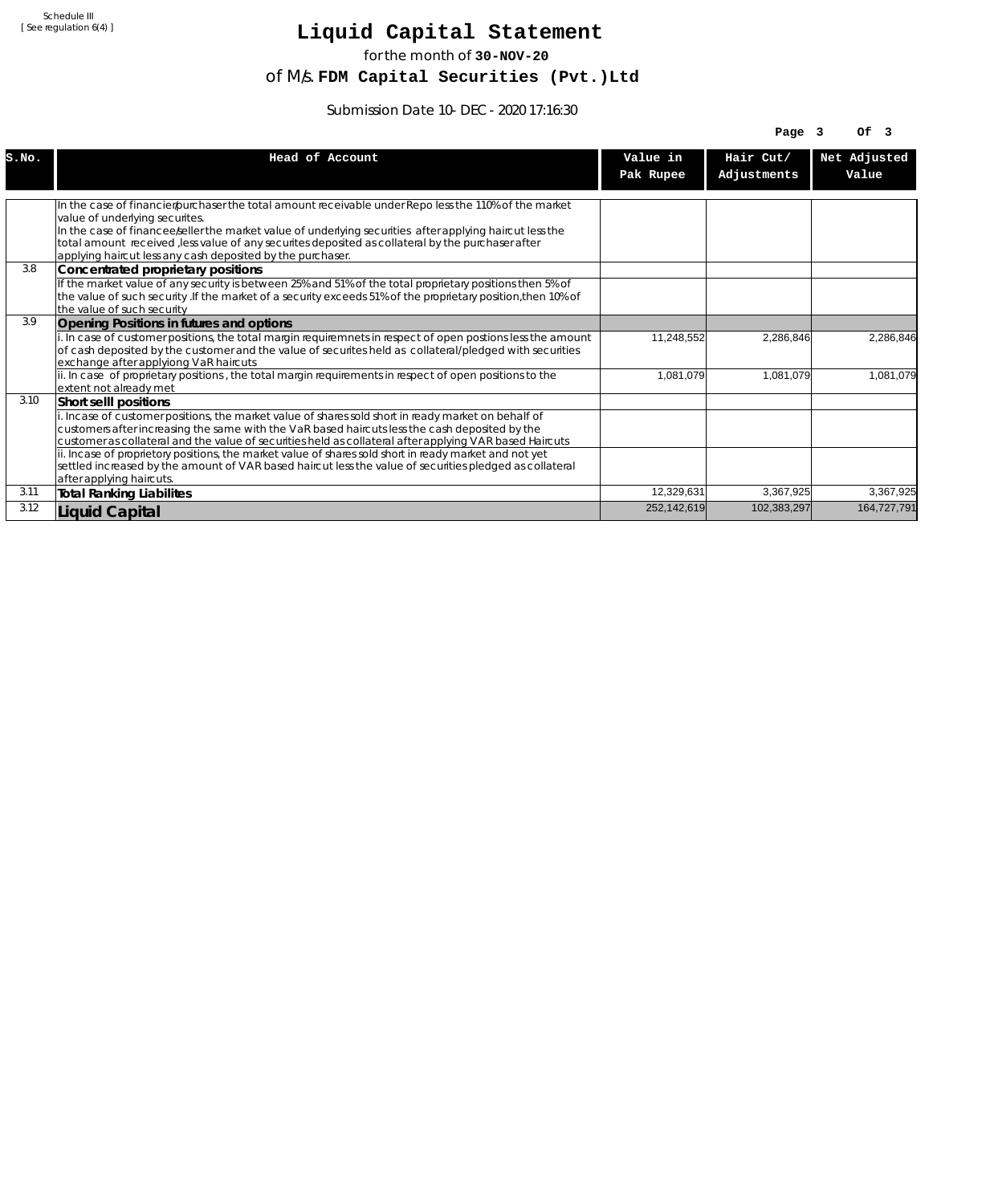Schedule III
[ See regulation 6(4) ]

# Liquid Capital Statement

for the month of **30-NOV-20**

of M/s. **FDM Capital Securities (Pvt.)Ltd**

Submission Date 10-DEC-2020 17:16:30

| S.No. | Head of Account | Value in Pak Rupee | Hair Cut/ Adjustments | Net Adjusted Value |
|---|---|---|---|---|
| | In the case of financier/purchaser the total amount receivable under Repo less the 110% of the market value of underlying securites. In the case of financee/seller the market value of underlying securities after applying haircut less the total amount received ,less value of any securites deposited as collateral by the purchaser after applying haircut less any cash deposited by the purchaser. | | | |
| 3.8 | **Concentrated proprietary positions** | | | |
| | If the market value of any security is between 25% and 51% of the total proprietary positions then 5% of the value of such security .If the market of a security exceeds 51% of the proprietary position,then 10% of the value of such security | | | |
| 3.9 | **Opening Positions in futures and options** | | | |
| | i. In case of customer positions, the total margin requiremnets in respect of open postions less the amount of cash deposited by the customer and the value of securites held as collateral/pledged with securities exchange after applyiong VaR haircuts | 11,248,552 | 2,286,846 | 2,286,846 |
| | ii. In case of proprietary positions , the total margin requirements in respect of open positions to the extent not already met | 1,081,079 | 1,081,079 | 1,081,079 |
| 3.10 | **Short selll positions** | | | |
| | i. Incase of customer positions, the market value of shares sold short in ready market on behalf of customers after increasing the same with the VaR based haircuts less the cash deposited by the customer as collateral and the value of securities held as collateral after applying VAR based Haircuts | | | |
| | ii. Incase of proprietory positions, the market value of shares sold short in ready market and not yet settled increased by the amount of VAR based haircut less the value of securities pledged as collateral after applying haircuts. | | | |
| 3.11 | **Total Ranking Liabilites** | 12,329,631 | 3,367,925 | 3,367,925 |
| 3.12 | **Liquid Capital** | 252,142,619 | 102,383,297 | 164,727,791 |